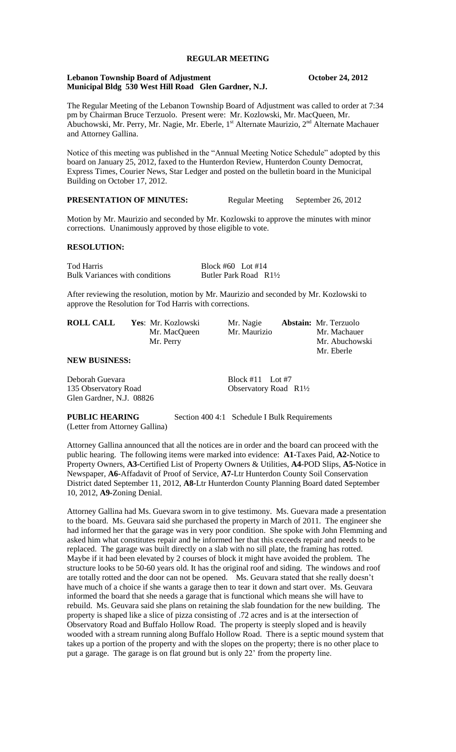# REGULAR MEETING

**Lebanon Township Board of Adjustment** **October 24, 2012**
**Municipal Bldg 530 West Hill Road Glen Gardner, N.J.**

The Regular Meeting of the Lebanon Township Board of Adjustment was called to order at 7:34 pm by Chairman Bruce Terzuolo. Present were: Mr. Kozlowski, Mr. MacQueen, Mr. Abuchowski, Mr. Perry, Mr. Nagie, Mr. Eberle, 1st Alternate Maurizio, 2nd Alternate Machauer and Attorney Gallina.

Notice of this meeting was published in the "Annual Meeting Notice Schedule" adopted by this board on January 25, 2012, faxed to the Hunterdon Review, Hunterdon County Democrat, Express Times, Courier News, Star Ledger and posted on the bulletin board in the Municipal Building on October 17, 2012.

**PRESENTATION OF MINUTES:** Regular Meeting September 26, 2012

Motion by Mr. Maurizio and seconded by Mr. Kozlowski to approve the minutes with minor corrections. Unanimously approved by those eligible to vote.

**RESOLUTION:**

Tod Harris Block #60 Lot #14
Bulk Variances with conditions Butler Park Road R1½

After reviewing the resolution, motion by Mr. Maurizio and seconded by Mr. Kozlowski to approve the Resolution for Tod Harris with corrections.

| **ROLL CALL** | **Yes**: Mr. Kozlowski | Mr. Nagie | **Abstain:** Mr. Terzuolo |
|---|---|---|---|
| | Mr. MacQueen | Mr. Maurizio | Mr. Machauer |
| | Mr. Perry | | Mr. Abuchowski |
| | | | Mr. Eberle |

**NEW BUSINESS:**

Deborah Guevara Block #11 Lot #7
135 Observatory Road Observatory Road R1½
Glen Gardner, N.J. 08826

**PUBLIC HEARING** Section 400 4:1 Schedule I Bulk Requirements
(Letter from Attorney Gallina)

Attorney Gallina announced that all the notices are in order and the board can proceed with the public hearing. The following items were marked into evidence: **A1**-Taxes Paid, **A2**-Notice to Property Owners, **A3**-Certified List of Property Owners & Utilities, **A4**-POD Slips, **A5**-Notice in Newspaper, **A6**-Affadavit of Proof of Service, **A7**-Ltr Hunterdon County Soil Conservation District dated September 11, 2012, **A8**-Ltr Hunterdon County Planning Board dated September 10, 2012, **A9**-Zoning Denial.

Attorney Gallina had Ms. Guevara sworn in to give testimony. Ms. Guevara made a presentation to the board. Ms. Geuvara said she purchased the property in March of 2011. The engineer she had informed her that the garage was in very poor condition. She spoke with John Flemming and asked him what constitutes repair and he informed her that this exceeds repair and needs to be replaced. The garage was built directly on a slab with no sill plate, the framing has rotted. Maybe if it had been elevated by 2 courses of block it might have avoided the problem. The structure looks to be 50-60 years old. It has the original roof and siding. The windows and roof are totally rotted and the door can not be opened. Ms. Geuvara stated that she really doesn't have much of a choice if she wants a garage then to tear it down and start over. Ms. Geuvara informed the board that she needs a garage that is functional which means she will have to rebuild. Ms. Geuvara said she plans on retaining the slab foundation for the new building. The property is shaped like a slice of pizza consisting of .72 acres and is at the intersection of Observatory Road and Buffalo Hollow Road. The property is steeply sloped and is heavily wooded with a stream running along Buffalo Hollow Road. There is a septic mound system that takes up a portion of the property and with the slopes on the property; there is no other place to put a garage. The garage is on flat ground but is only 22' from the property line.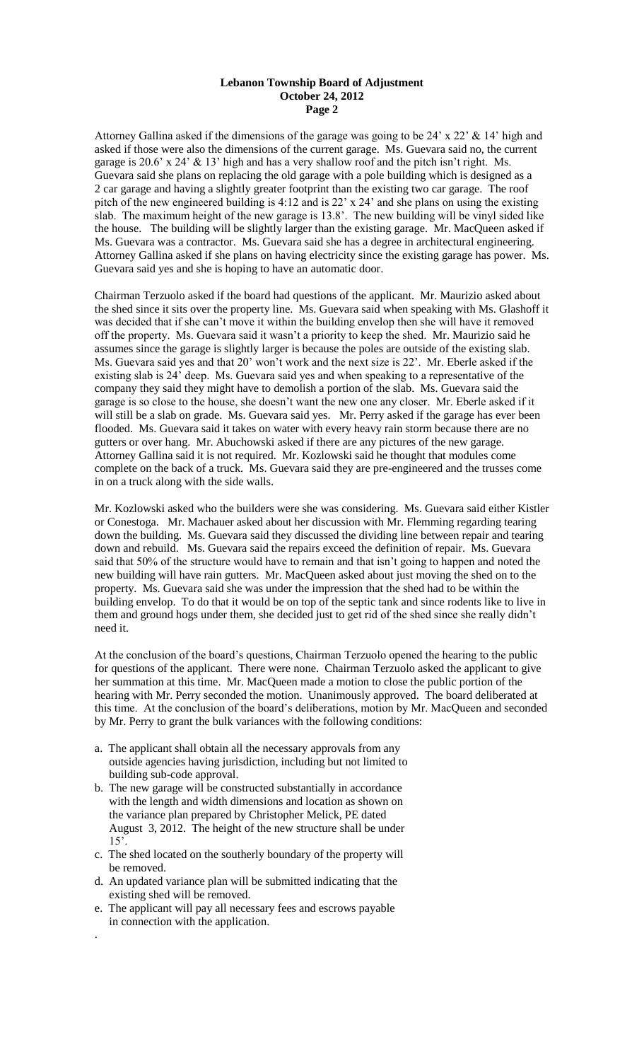Attorney Gallina asked if the dimensions of the garage was going to be 24' x 22' & 14' high and asked if those were also the dimensions of the current garage. Ms. Guevara said no, the current garage is 20.6' x 24' & 13' high and has a very shallow roof and the pitch isn't right. Ms. Guevara said she plans on replacing the old garage with a pole building which is designed as a 2 car garage and having a slightly greater footprint than the existing two car garage. The roof pitch of the new engineered building is 4:12 and is 22' x 24' and she plans on using the existing slab. The maximum height of the new garage is 13.8'. The new building will be vinyl sided like the house. The building will be slightly larger than the existing garage. Mr. MacQueen asked if Ms. Guevara was a contractor. Ms. Guevara said she has a degree in architectural engineering. Attorney Gallina asked if she plans on having electricity since the existing garage has power. Ms. Guevara said yes and she is hoping to have an automatic door.

Chairman Terzuolo asked if the board had questions of the applicant. Mr. Maurizio asked about the shed since it sits over the property line. Ms. Guevara said when speaking with Ms. Glashoff it was decided that if she can't move it within the building envelop then she will have it removed off the property. Ms. Guevara said it wasn't a priority to keep the shed. Mr. Maurizio said he assumes since the garage is slightly larger is because the poles are outside of the existing slab. Ms. Guevara said yes and that 20' won't work and the next size is 22'. Mr. Eberle asked if the existing slab is 24' deep. Ms. Guevara said yes and when speaking to a representative of the company they said they might have to demolish a portion of the slab. Ms. Guevara said the garage is so close to the house, she doesn't want the new one any closer. Mr. Eberle asked if it will still be a slab on grade. Ms. Guevara said yes. Mr. Perry asked if the garage has ever been flooded. Ms. Guevara said it takes on water with every heavy rain storm because there are no gutters or over hang. Mr. Abuchowski asked if there are any pictures of the new garage. Attorney Gallina said it is not required. Mr. Kozlowski said he thought that modules come complete on the back of a truck. Ms. Guevara said they are pre-engineered and the trusses come in on a truck along with the side walls.

Mr. Kozlowski asked who the builders were she was considering. Ms. Guevara said either Kistler or Conestoga. Mr. Machauer asked about her discussion with Mr. Flemming regarding tearing down the building. Ms. Guevara said they discussed the dividing line between repair and tearing down and rebuild. Ms. Guevara said the repairs exceed the definition of repair. Ms. Guevara said that 50% of the structure would have to remain and that isn't going to happen and noted the new building will have rain gutters. Mr. MacQueen asked about just moving the shed on to the property. Ms. Guevara said she was under the impression that the shed had to be within the building envelop. To do that it would be on top of the septic tank and since rodents like to live in them and ground hogs under them, she decided just to get rid of the shed since she really didn't need it.

At the conclusion of the board's questions, Chairman Terzuolo opened the hearing to the public for questions of the applicant. There were none. Chairman Terzuolo asked the applicant to give her summation at this time. Mr. MacQueen made a motion to close the public portion of the hearing with Mr. Perry seconded the motion. Unanimously approved. The board deliberated at this time. At the conclusion of the board's deliberations, motion by Mr. MacQueen and seconded by Mr. Perry to grant the bulk variances with the following conditions:

a. The applicant shall obtain all the necessary approvals from any outside agencies having jurisdiction, including but not limited to building sub-code approval.
b. The new garage will be constructed substantially in accordance with the length and width dimensions and location as shown on the variance plan prepared by Christopher Melick, PE dated August 3, 2012. The height of the new structure shall be under 15'.
c. The shed located on the southerly boundary of the property will be removed.
d. An updated variance plan will be submitted indicating that the existing shed will be removed.
e. The applicant will pay all necessary fees and escrows payable in connection with the application.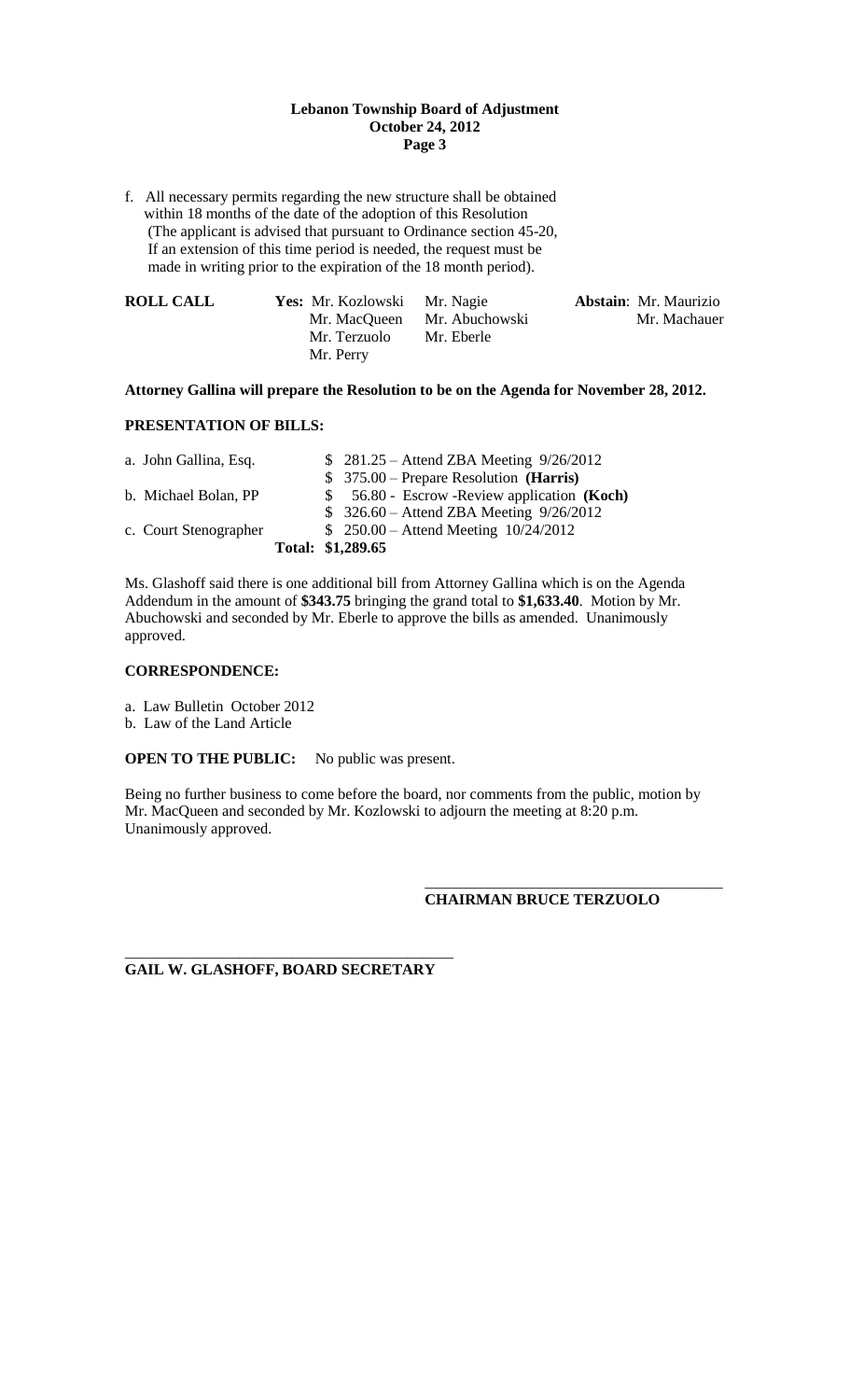f. All necessary permits regarding the new structure shall be obtained within 18 months of the date of the adoption of this Resolution (The applicant is advised that pursuant to Ordinance section 45-20, If an extension of this time period is needed, the request must be made in writing prior to the expiration of the 18 month period).

| | | | |
|---|---|---|---|
| **ROLL CALL** | **Yes:** Mr. Kozlowski | Mr. Nagie | **Abstain**: Mr. Maurizio |
| | Mr. MacQueen | Mr. Abuchowski | Mr. Machauer |
| | Mr. Terzuolo | Mr. Eberle | |
| | Mr. Perry | | |

**Attorney Gallina will prepare the Resolution to be on the Agenda for November 28, 2012.**

**PRESENTATION OF BILLS:**

| | |
|---|---|
| a. John Gallina, Esq. | $ 281.25 – Attend ZBA Meeting 9/26/2012 |
| | $ 375.00 – Prepare Resolution **(Harris)** |
| b. Michael Bolan, PP | $ 56.80 - Escrow -Review application **(Koch)** |
| | $ 326.60 – Attend ZBA Meeting 9/26/2012 |
| c. Court Stenographer | $ 250.00 – Attend Meeting 10/24/2012 |
| | **Total: $1,289.65** |

Ms. Glashoff said there is one additional bill from Attorney Gallina which is on the Agenda Addendum in the amount of **$343.75** bringing the grand total to **$1,633.40**. Motion by Mr. Abuchowski and seconded by Mr. Eberle to approve the bills as amended. Unanimously approved.

**CORRESPONDENCE:**

a. Law Bulletin October 2012
b. Law of the Land Article

**OPEN TO THE PUBLIC:** No public was present.

Being no further business to come before the board, nor comments from the public, motion by Mr. MacQueen and seconded by Mr. Kozlowski to adjourn the meeting at 8:20 p.m. Unanimously approved.

\_\_\_\_\_\_\_\_\_\_\_\_\_\_\_\_\_\_\_\_\_\_\_\_\_\_\_\_\_\_\_\_\_\_\_\_\_\_
**CHAIRMAN BRUCE TERZUOLO**

\_\_\_\_\_\_\_\_\_\_\_\_\_\_\_\_\_\_\_\_\_\_\_\_\_\_\_\_\_\_\_\_\_\_\_\_\_\_
**GAIL W. GLASHOFF, BOARD SECRETARY**